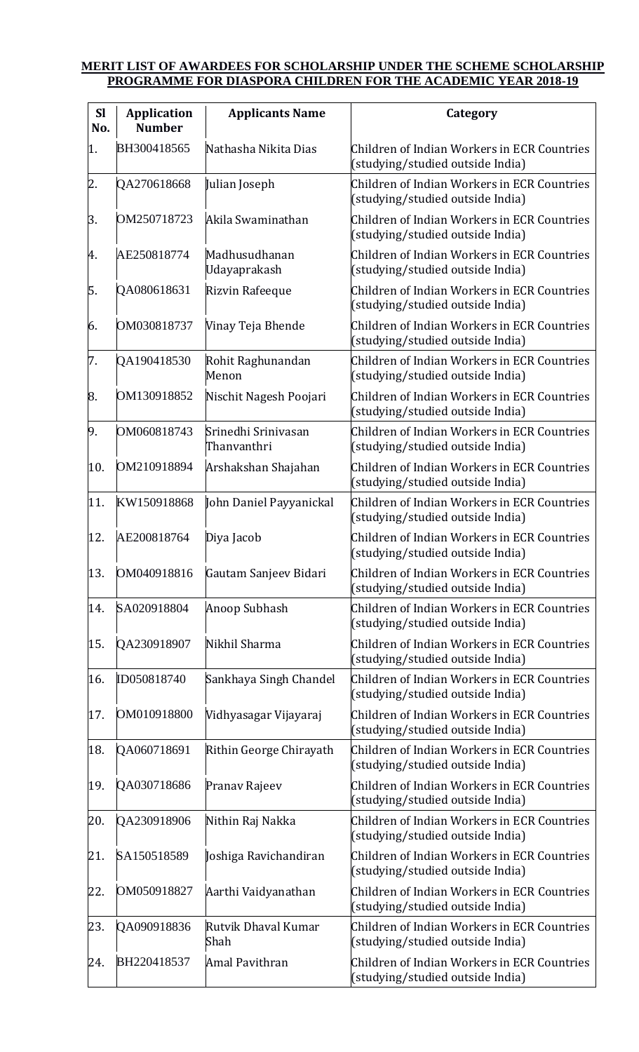**MERIT LIST OF AWARDEES FOR SCHOLARSHIP UNDER THE SCHEME SCHOLARSHIP PROGRAMME FOR DIASPORA CHILDREN FOR THE ACADEMIC YEAR 2018-19**

| Sl No. | Application Number | Applicants Name | Category |
|---|---|---|---|
| 1. | BH300418565 | Nathasha Nikita Dias | Children of Indian Workers in ECR Countries (studying/studied outside India) |
| 2. | QA270618668 | Julian Joseph | Children of Indian Workers in ECR Countries (studying/studied outside India) |
| 3. | OM250718723 | Akila Swaminathan | Children of Indian Workers in ECR Countries (studying/studied outside India) |
| 4. | AE250818774 | Madhusudhanan Udayaprakash | Children of Indian Workers in ECR Countries (studying/studied outside India) |
| 5. | QA080618631 | Rizvin Rafeeque | Children of Indian Workers in ECR Countries (studying/studied outside India) |
| 6. | OM030818737 | Vinay Teja Bhende | Children of Indian Workers in ECR Countries (studying/studied outside India) |
| 7. | QA190418530 | Rohit Raghunandan Menon | Children of Indian Workers in ECR Countries (studying/studied outside India) |
| 8. | OM130918852 | Nischit Nagesh Poojari | Children of Indian Workers in ECR Countries (studying/studied outside India) |
| 9. | OM060818743 | Srinedhi Srinivasan Thanvanthri | Children of Indian Workers in ECR Countries (studying/studied outside India) |
| 10. | OM210918894 | Arshakshan Shajahan | Children of Indian Workers in ECR Countries (studying/studied outside India) |
| 11. | KW150918868 | John Daniel Payyanickal | Children of Indian Workers in ECR Countries (studying/studied outside India) |
| 12. | AE200818764 | Diya Jacob | Children of Indian Workers in ECR Countries (studying/studied outside India) |
| 13. | OM040918816 | Gautam Sanjeev Bidari | Children of Indian Workers in ECR Countries (studying/studied outside India) |
| 14. | SA020918804 | Anoop Subhash | Children of Indian Workers in ECR Countries (studying/studied outside India) |
| 15. | QA230918907 | Nikhil Sharma | Children of Indian Workers in ECR Countries (studying/studied outside India) |
| 16. | ID050818740 | Sankhaya Singh Chandel | Children of Indian Workers in ECR Countries (studying/studied outside India) |
| 17. | OM010918800 | Vidhyasagar Vijayaraj | Children of Indian Workers in ECR Countries (studying/studied outside India) |
| 18. | QA060718691 | Rithin George Chirayath | Children of Indian Workers in ECR Countries (studying/studied outside India) |
| 19. | QA030718686 | Pranav Rajeev | Children of Indian Workers in ECR Countries (studying/studied outside India) |
| 20. | QA230918906 | Nithin Raj Nakka | Children of Indian Workers in ECR Countries (studying/studied outside India) |
| 21. | SA150518589 | Joshiga Ravichandiran | Children of Indian Workers in ECR Countries (studying/studied outside India) |
| 22. | OM050918827 | Aarthi Vaidyanathan | Children of Indian Workers in ECR Countries (studying/studied outside India) |
| 23. | QA090918836 | Rutvik Dhaval Kumar Shah | Children of Indian Workers in ECR Countries (studying/studied outside India) |
| 24. | BH220418537 | Amal Pavithran | Children of Indian Workers in ECR Countries (studying/studied outside India) |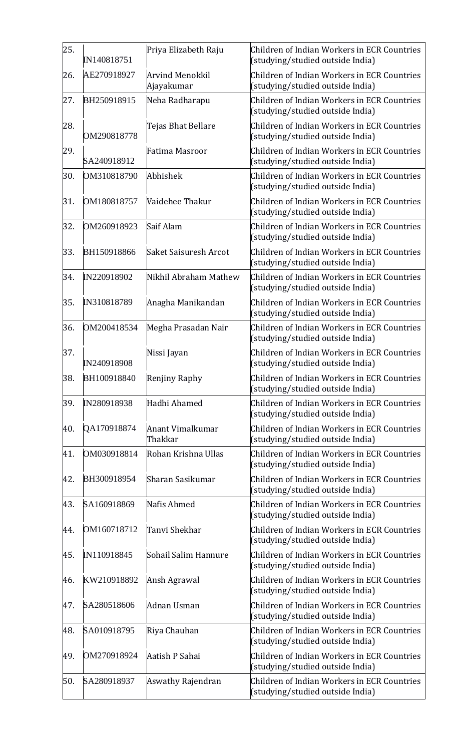| 25. | IN140818751 | Priya Elizabeth Raju | Children of Indian Workers in ECR Countries (studying/studied outside India) |
|---|---|---|---|
| 26. | AE270918927 | Arvind Menokkil Ajayakumar | Children of Indian Workers in ECR Countries (studying/studied outside India) |
| 27. | BH250918915 | Neha Radharapu | Children of Indian Workers in ECR Countries (studying/studied outside India) |
| 28. | OM290818778 | Tejas Bhat Bellare | Children of Indian Workers in ECR Countries (studying/studied outside India) |
| 29. | SA240918912 | Fatima Masroor | Children of Indian Workers in ECR Countries (studying/studied outside India) |
| 30. | OM310818790 | Abhishek | Children of Indian Workers in ECR Countries (studying/studied outside India) |
| 31. | OM180818757 | Vaidehee Thakur | Children of Indian Workers in ECR Countries (studying/studied outside India) |
| 32. | OM260918923 | Saif Alam | Children of Indian Workers in ECR Countries (studying/studied outside India) |
| 33. | BH150918866 | Saket Saisuresh Arcot | Children of Indian Workers in ECR Countries (studying/studied outside India) |
| 34. | IN220918902 | Nikhil Abraham Mathew | Children of Indian Workers in ECR Countries (studying/studied outside India) |
| 35. | IN310818789 | Anagha Manikandan | Children of Indian Workers in ECR Countries (studying/studied outside India) |
| 36. | OM200418534 | Megha Prasadan Nair | Children of Indian Workers in ECR Countries (studying/studied outside India) |
| 37. | IN240918908 | Nissi Jayan | Children of Indian Workers in ECR Countries (studying/studied outside India) |
| 38. | BH100918840 | Renjiny Raphy | Children of Indian Workers in ECR Countries (studying/studied outside India) |
| 39. | IN280918938 | Hadhi Ahamed | Children of Indian Workers in ECR Countries (studying/studied outside India) |
| 40. | QA170918874 | Anant Vimalkumar Thakkar | Children of Indian Workers in ECR Countries (studying/studied outside India) |
| 41. | OM030918814 | Rohan Krishna Ullas | Children of Indian Workers in ECR Countries (studying/studied outside India) |
| 42. | BH300918954 | Sharan Sasikumar | Children of Indian Workers in ECR Countries (studying/studied outside India) |
| 43. | SA160918869 | Nafis Ahmed | Children of Indian Workers in ECR Countries (studying/studied outside India) |
| 44. | OM160718712 | Tanvi Shekhar | Children of Indian Workers in ECR Countries (studying/studied outside India) |
| 45. | IN110918845 | Sohail Salim Hannure | Children of Indian Workers in ECR Countries (studying/studied outside India) |
| 46. | KW210918892 | Ansh Agrawal | Children of Indian Workers in ECR Countries (studying/studied outside India) |
| 47. | SA280518606 | Adnan Usman | Children of Indian Workers in ECR Countries (studying/studied outside India) |
| 48. | SA010918795 | Riya Chauhan | Children of Indian Workers in ECR Countries (studying/studied outside India) |
| 49. | OM270918924 | Aatish P Sahai | Children of Indian Workers in ECR Countries (studying/studied outside India) |
| 50. | SA280918937 | Aswathy Rajendran | Children of Indian Workers in ECR Countries (studying/studied outside India) |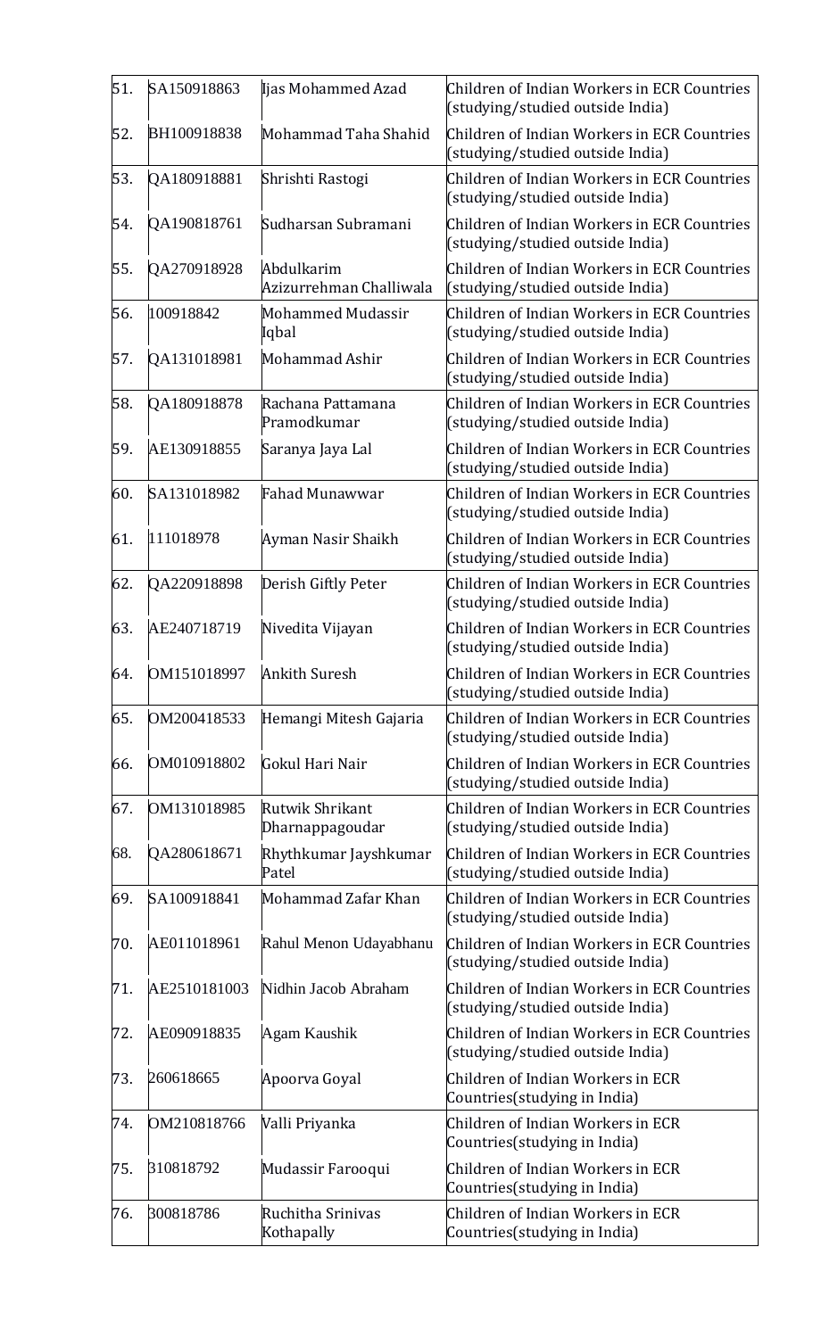| 51. | SA150918863 | Ijas Mohammed Azad | Children of Indian Workers in ECR Countries (studying/studied outside India) |
|---|---|---|---|
| 52. | BH100918838 | Mohammad Taha Shahid | Children of Indian Workers in ECR Countries (studying/studied outside India) |
| 53. | QA180918881 | Shrishti Rastogi | Children of Indian Workers in ECR Countries (studying/studied outside India) |
| 54. | QA190818761 | Sudharsan Subramani | Children of Indian Workers in ECR Countries (studying/studied outside India) |
| 55. | QA270918928 | Abdulkarim Azizurrehman Challiwala | Children of Indian Workers in ECR Countries (studying/studied outside India) |
| 56. | 100918842 | Mohammed Mudassir Iqbal | Children of Indian Workers in ECR Countries (studying/studied outside India) |
| 57. | QA131018981 | Mohammad Ashir | Children of Indian Workers in ECR Countries (studying/studied outside India) |
| 58. | QA180918878 | Rachana Pattamana Pramodkumar | Children of Indian Workers in ECR Countries (studying/studied outside India) |
| 59. | AE130918855 | Saranya Jaya Lal | Children of Indian Workers in ECR Countries (studying/studied outside India) |
| 60. | SA131018982 | Fahad Munawwar | Children of Indian Workers in ECR Countries (studying/studied outside India) |
| 61. | 111018978 | Ayman Nasir Shaikh | Children of Indian Workers in ECR Countries (studying/studied outside India) |
| 62. | QA220918898 | Derish Giftly Peter | Children of Indian Workers in ECR Countries (studying/studied outside India) |
| 63. | AE240718719 | Nivedita Vijayan | Children of Indian Workers in ECR Countries (studying/studied outside India) |
| 64. | OM151018997 | Ankith Suresh | Children of Indian Workers in ECR Countries (studying/studied outside India) |
| 65. | OM200418533 | Hemangi Mitesh Gajaria | Children of Indian Workers in ECR Countries (studying/studied outside India) |
| 66. | OM010918802 | Gokul Hari Nair | Children of Indian Workers in ECR Countries (studying/studied outside India) |
| 67. | OM131018985 | Rutwik Shrikant Dharnappagoudar | Children of Indian Workers in ECR Countries (studying/studied outside India) |
| 68. | QA280618671 | Rhythkumar Jayshkumar Patel | Children of Indian Workers in ECR Countries (studying/studied outside India) |
| 69. | SA100918841 | Mohammad Zafar Khan | Children of Indian Workers in ECR Countries (studying/studied outside India) |
| 70. | AE011018961 | Rahul Menon Udayabhanu | Children of Indian Workers in ECR Countries (studying/studied outside India) |
| 71. | AE2510181003 | Nidhin Jacob Abraham | Children of Indian Workers in ECR Countries (studying/studied outside India) |
| 72. | AE090918835 | Agam Kaushik | Children of Indian Workers in ECR Countries (studying/studied outside India) |
| 73. | 260618665 | Apoorva Goyal | Children of Indian Workers in ECR Countries(studying in India) |
| 74. | OM210818766 | Valli Priyanka | Children of Indian Workers in ECR Countries(studying in India) |
| 75. | 310818792 | Mudassir Farooqui | Children of Indian Workers in ECR Countries(studying in India) |
| 76. | 300818786 | Ruchitha Srinivas Kothapally | Children of Indian Workers in ECR Countries(studying in India) |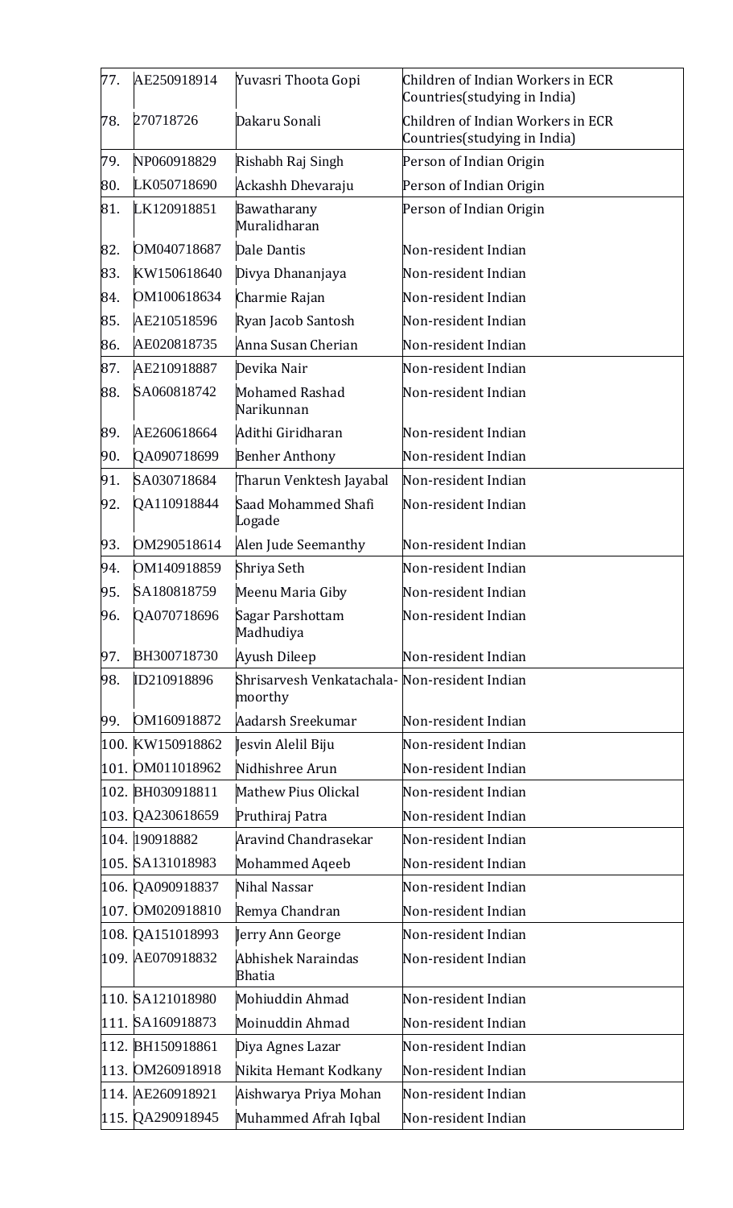| | | | |
|---|---|---|---|
| 77. | AE250918914 | Yuvasri Thoota Gopi | Children of Indian Workers in ECR Countries(studying in India) |
| 78. | 270718726 | Dakaru Sonali | Children of Indian Workers in ECR Countries(studying in India) |
| 79. | NP060918829 | Rishabh Raj Singh | Person of Indian Origin |
| 80. | LK050718690 | Ackashh Dhevaraju | Person of Indian Origin |
| 81. | LK120918851 | Bawatharany Muralidharan | Person of Indian Origin |
| 82. | OM040718687 | Dale Dantis | Non-resident Indian |
| 83. | KW150618640 | Divya Dhananjaya | Non-resident Indian |
| 84. | OM100618634 | Charmie Rajan | Non-resident Indian |
| 85. | AE210518596 | Ryan Jacob Santosh | Non-resident Indian |
| 86. | AE020818735 | Anna Susan Cherian | Non-resident Indian |
| 87. | AE210918887 | Devika Nair | Non-resident Indian |
| 88. | SA060818742 | Mohamed Rashad Narikunnan | Non-resident Indian |
| 89. | AE260618664 | Adithi Giridharan | Non-resident Indian |
| 90. | QA090718699 | Benher Anthony | Non-resident Indian |
| 91. | SA030718684 | Tharun Venktesh Jayabal | Non-resident Indian |
| 92. | QA110918844 | Saad Mohammed Shafi Logade | Non-resident Indian |
| 93. | OM290518614 | Alen Jude Seemanthy | Non-resident Indian |
| 94. | OM140918859 | Shriya Seth | Non-resident Indian |
| 95. | SA180818759 | Meenu Maria Giby | Non-resident Indian |
| 96. | QA070718696 | Sagar Parshottam Madhudiya | Non-resident Indian |
| 97. | BH300718730 | Ayush Dileep | Non-resident Indian |
| 98. | ID210918896 | Shrisarvesh Venkatachala-moorthy | Non-resident Indian |
| 99. | OM160918872 | Aadarsh Sreekumar | Non-resident Indian |
| 100. | KW150918862 | Jesvin Alelil Biju | Non-resident Indian |
| 101. | OM011018962 | Nidhishree Arun | Non-resident Indian |
| 102. | BH030918811 | Mathew Pius Olickal | Non-resident Indian |
| 103. | QA230618659 | Pruthiraj Patra | Non-resident Indian |
| 104. | 190918882 | Aravind Chandrasekar | Non-resident Indian |
| 105. | SA131018983 | Mohammed Aqeeb | Non-resident Indian |
| 106. | QA090918837 | Nihal Nassar | Non-resident Indian |
| 107. | OM020918810 | Remya Chandran | Non-resident Indian |
| 108. | QA151018993 | Jerry Ann George | Non-resident Indian |
| 109. | AE070918832 | Abhishek Naraindas Bhatia | Non-resident Indian |
| 110. | SA121018980 | Mohiuddin Ahmad | Non-resident Indian |
| 111. | SA160918873 | Moinuddin Ahmad | Non-resident Indian |
| 112. | BH150918861 | Diya Agnes Lazar | Non-resident Indian |
| 113. | OM260918918 | Nikita Hemant Kodkany | Non-resident Indian |
| 114. | AE260918921 | Aishwarya Priya Mohan | Non-resident Indian |
| 115. | QA290918945 | Muhammed Afrah Iqbal | Non-resident Indian |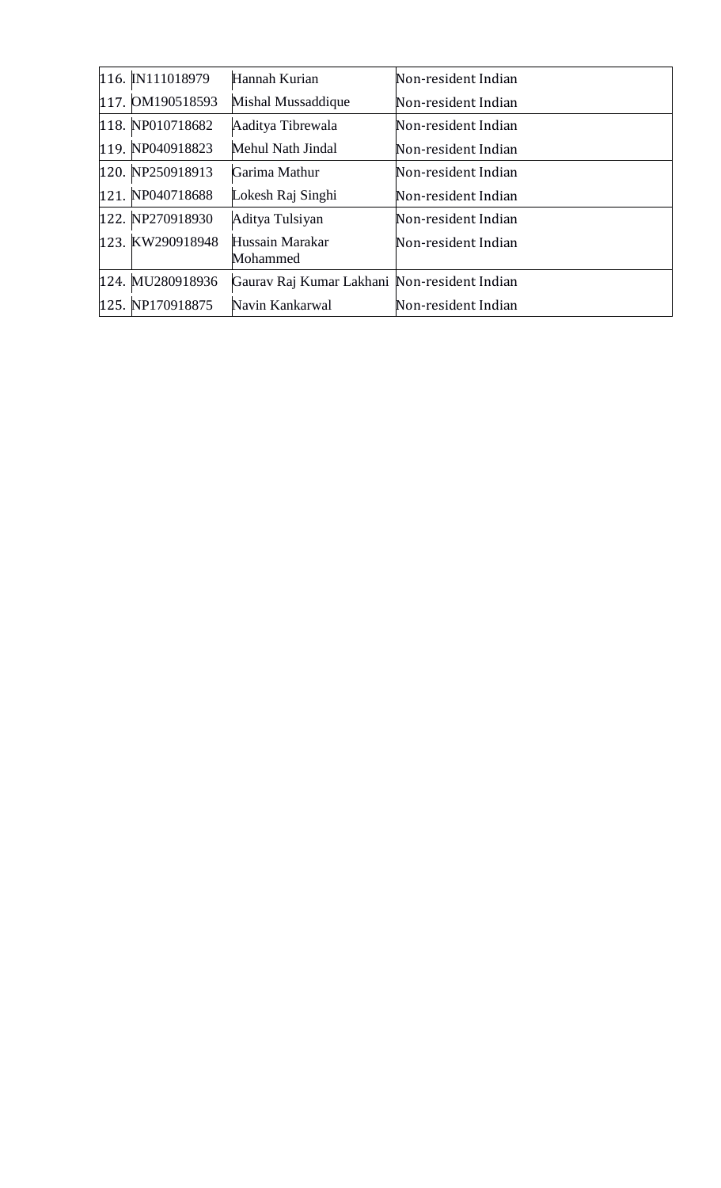| | | | |
|---|---|---|---|
| 116. | IN111018979 | Hannah Kurian | Non-resident Indian |
| 117. | OM190518593 | Mishal Mussaddique | Non-resident Indian |
| 118. | NP010718682 | Aaditya Tibrewala | Non-resident Indian |
| 119. | NP040918823 | Mehul Nath Jindal | Non-resident Indian |
| 120. | NP250918913 | Garima Mathur | Non-resident Indian |
| 121. | NP040718688 | Lokesh Raj Singhi | Non-resident Indian |
| 122. | NP270918930 | Aditya Tulsiyan | Non-resident Indian |
| 123. | KW290918948 | Hussain Marakar Mohammed | Non-resident Indian |
| 124. | MU280918936 | Gaurav Raj Kumar Lakhani | Non-resident Indian |
| 125. | NP170918875 | Navin Kankarwal | Non-resident Indian |